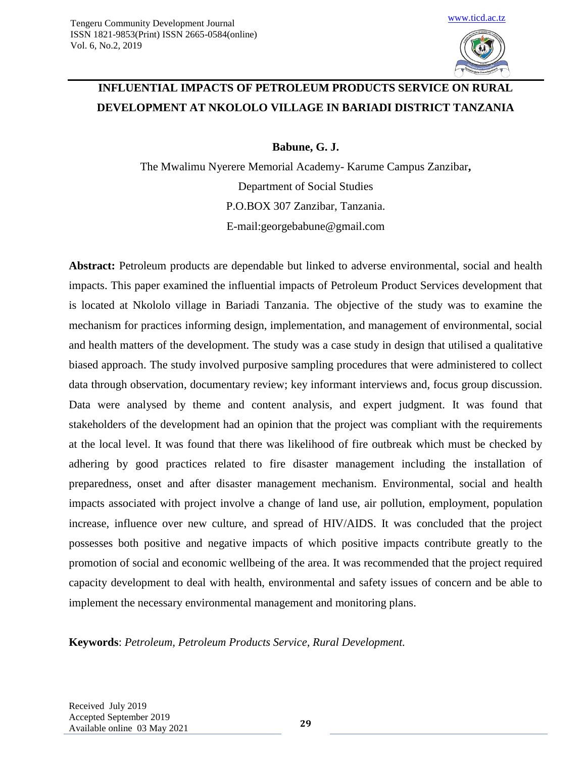# INFLUENTIAL IMPACTS OF PETROLEUM PRODUCTS SERVICE ON RURAL DEVELOPMENT AT NKOLOLO VILLAGE IN BARIADI DISTRICT TANZANIA

**Babune, G. J.**

The Mwalimu Nyerere Memorial Academy- Karume Campus Zanzibar**,**

Department of Social Studies

P.O.BOX 307 Zanzibar, Tanzania.

E-mail:georgebabune@gmail.com

**Abstract:** Petroleum products are dependable but linked to adverse environmental, social and health impacts. This paper examined the influential impacts of Petroleum Product Services development that is located at Nkololo village in Bariadi Tanzania. The objective of the study was to examine the mechanism for practices informing design, implementation, and management of environmental, social and health matters of the development. The study was a case study in design that utilised a qualitative biased approach. The study involved purposive sampling procedures that were administered to collect data through observation, documentary review; key informant interviews and, focus group discussion. Data were analysed by theme and content analysis, and expert judgment. It was found that stakeholders of the development had an opinion that the project was compliant with the requirements at the local level. It was found that there was likelihood of fire outbreak which must be checked by adhering by good practices related to fire disaster management including the installation of preparedness, onset and after disaster management mechanism. Environmental, social and health impacts associated with project involve a change of land use, air pollution, employment, population increase, influence over new culture, and spread of HIV/AIDS. It was concluded that the project possesses both positive and negative impacts of which positive impacts contribute greatly to the promotion of social and economic wellbeing of the area. It was recommended that the project required capacity development to deal with health, environmental and safety issues of concern and be able to implement the necessary environmental management and monitoring plans.

**Keywords**: *Petroleum, Petroleum Products Service, Rural Development.*

Received July 2019
Accepted September 2019
Available online 03 May 2021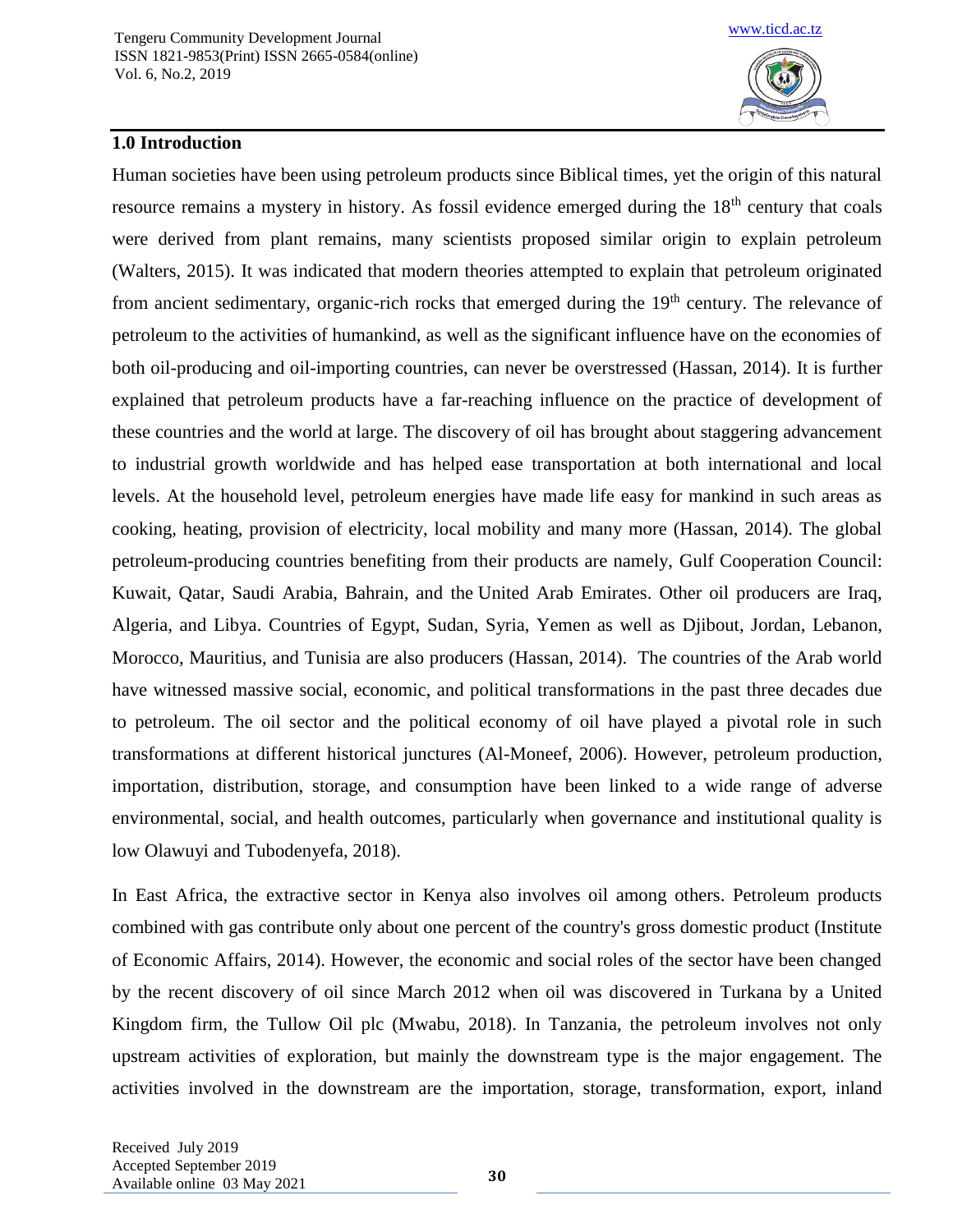## 1.0 Introduction

Human societies have been using petroleum products since Biblical times, yet the origin of this natural resource remains a mystery in history. As fossil evidence emerged during the 18th century that coals were derived from plant remains, many scientists proposed similar origin to explain petroleum (Walters, 2015). It was indicated that modern theories attempted to explain that petroleum originated from ancient sedimentary, organic-rich rocks that emerged during the 19th century. The relevance of petroleum to the activities of humankind, as well as the significant influence have on the economies of both oil-producing and oil-importing countries, can never be overstressed (Hassan, 2014). It is further explained that petroleum products have a far-reaching influence on the practice of development of these countries and the world at large. The discovery of oil has brought about staggering advancement to industrial growth worldwide and has helped ease transportation at both international and local levels. At the household level, petroleum energies have made life easy for mankind in such areas as cooking, heating, provision of electricity, local mobility and many more (Hassan, 2014). The global petroleum-producing countries benefiting from their products are namely, Gulf Cooperation Council: Kuwait, Qatar, Saudi Arabia, Bahrain, and the United Arab Emirates. Other oil producers are Iraq, Algeria, and Libya. Countries of Egypt, Sudan, Syria, Yemen as well as Djibout, Jordan, Lebanon, Morocco, Mauritius, and Tunisia are also producers (Hassan, 2014). The countries of the Arab world have witnessed massive social, economic, and political transformations in the past three decades due to petroleum. The oil sector and the political economy of oil have played a pivotal role in such transformations at different historical junctures (Al-Moneef, 2006). However, petroleum production, importation, distribution, storage, and consumption have been linked to a wide range of adverse environmental, social, and health outcomes, particularly when governance and institutional quality is low Olawuyi and Tubodenyefa, 2018).

In East Africa, the extractive sector in Kenya also involves oil among others. Petroleum products combined with gas contribute only about one percent of the country's gross domestic product (Institute of Economic Affairs, 2014). However, the economic and social roles of the sector have been changed by the recent discovery of oil since March 2012 when oil was discovered in Turkana by a United Kingdom firm, the Tullow Oil plc (Mwabu, 2018). In Tanzania, the petroleum involves not only upstream activities of exploration, but mainly the downstream type is the major engagement. The activities involved in the downstream are the importation, storage, transformation, export, inland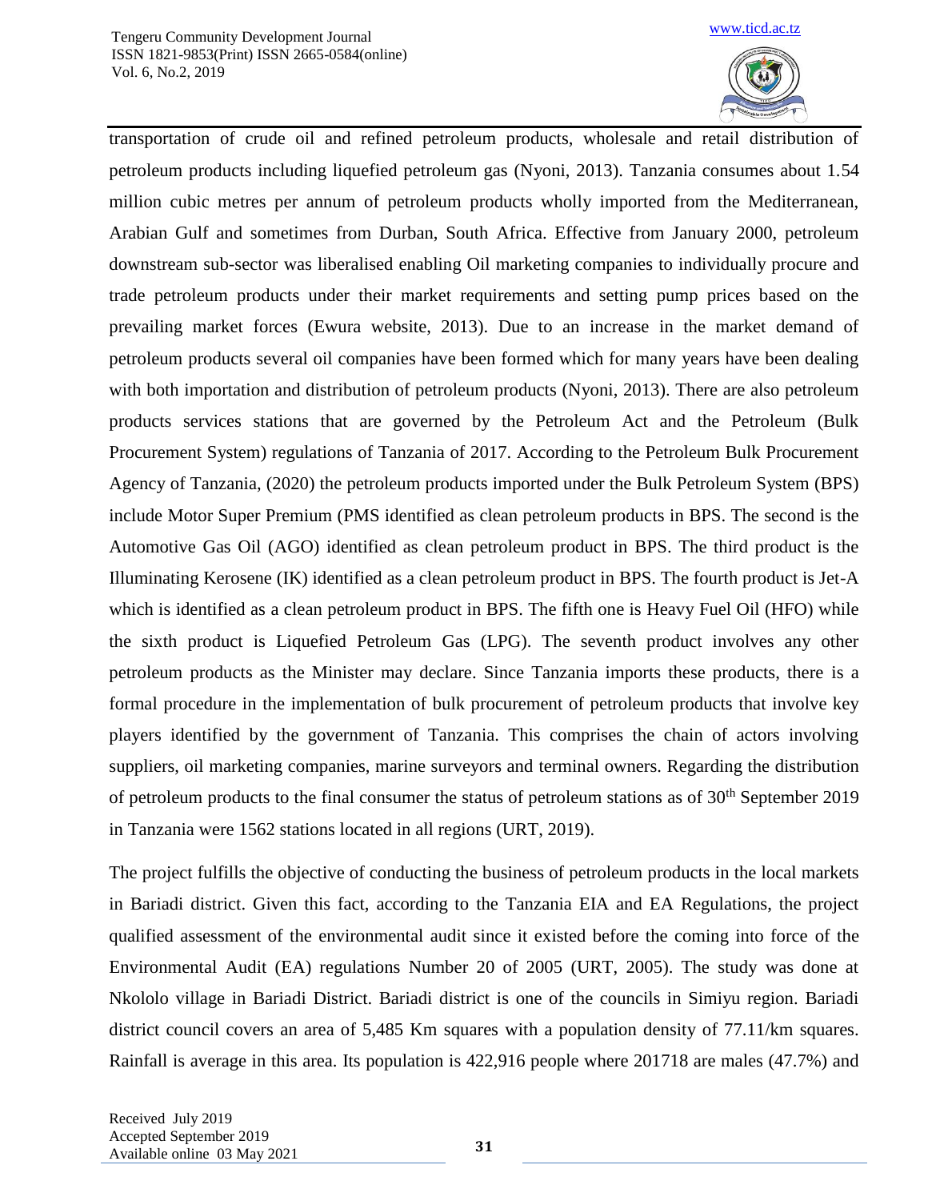transportation of crude oil and refined petroleum products, wholesale and retail distribution of petroleum products including liquefied petroleum gas (Nyoni, 2013). Tanzania consumes about 1.54 million cubic metres per annum of petroleum products wholly imported from the Mediterranean, Arabian Gulf and sometimes from Durban, South Africa. Effective from January 2000, petroleum downstream sub-sector was liberalised enabling Oil marketing companies to individually procure and trade petroleum products under their market requirements and setting pump prices based on the prevailing market forces (Ewura website, 2013). Due to an increase in the market demand of petroleum products several oil companies have been formed which for many years have been dealing with both importation and distribution of petroleum products (Nyoni, 2013). There are also petroleum products services stations that are governed by the Petroleum Act and the Petroleum (Bulk Procurement System) regulations of Tanzania of 2017. According to the Petroleum Bulk Procurement Agency of Tanzania, (2020) the petroleum products imported under the Bulk Petroleum System (BPS) include Motor Super Premium (PMS identified as clean petroleum products in BPS. The second is the Automotive Gas Oil (AGO) identified as clean petroleum product in BPS. The third product is the Illuminating Kerosene (IK) identified as a clean petroleum product in BPS. The fourth product is Jet-A which is identified as a clean petroleum product in BPS. The fifth one is Heavy Fuel Oil (HFO) while the sixth product is Liquefied Petroleum Gas (LPG). The seventh product involves any other petroleum products as the Minister may declare. Since Tanzania imports these products, there is a formal procedure in the implementation of bulk procurement of petroleum products that involve key players identified by the government of Tanzania. This comprises the chain of actors involving suppliers, oil marketing companies, marine surveyors and terminal owners. Regarding the distribution of petroleum products to the final consumer the status of petroleum stations as of 30th September 2019 in Tanzania were 1562 stations located in all regions (URT, 2019).

The project fulfills the objective of conducting the business of petroleum products in the local markets in Bariadi district. Given this fact, according to the Tanzania EIA and EA Regulations, the project qualified assessment of the environmental audit since it existed before the coming into force of the Environmental Audit (EA) regulations Number 20 of 2005 (URT, 2005). The study was done at Nkololo village in Bariadi District. Bariadi district is one of the councils in Simiyu region. Bariadi district council covers an area of 5,485 Km squares with a population density of 77.11/km squares. Rainfall is average in this area. Its population is 422,916 people where 201718 are males (47.7%) and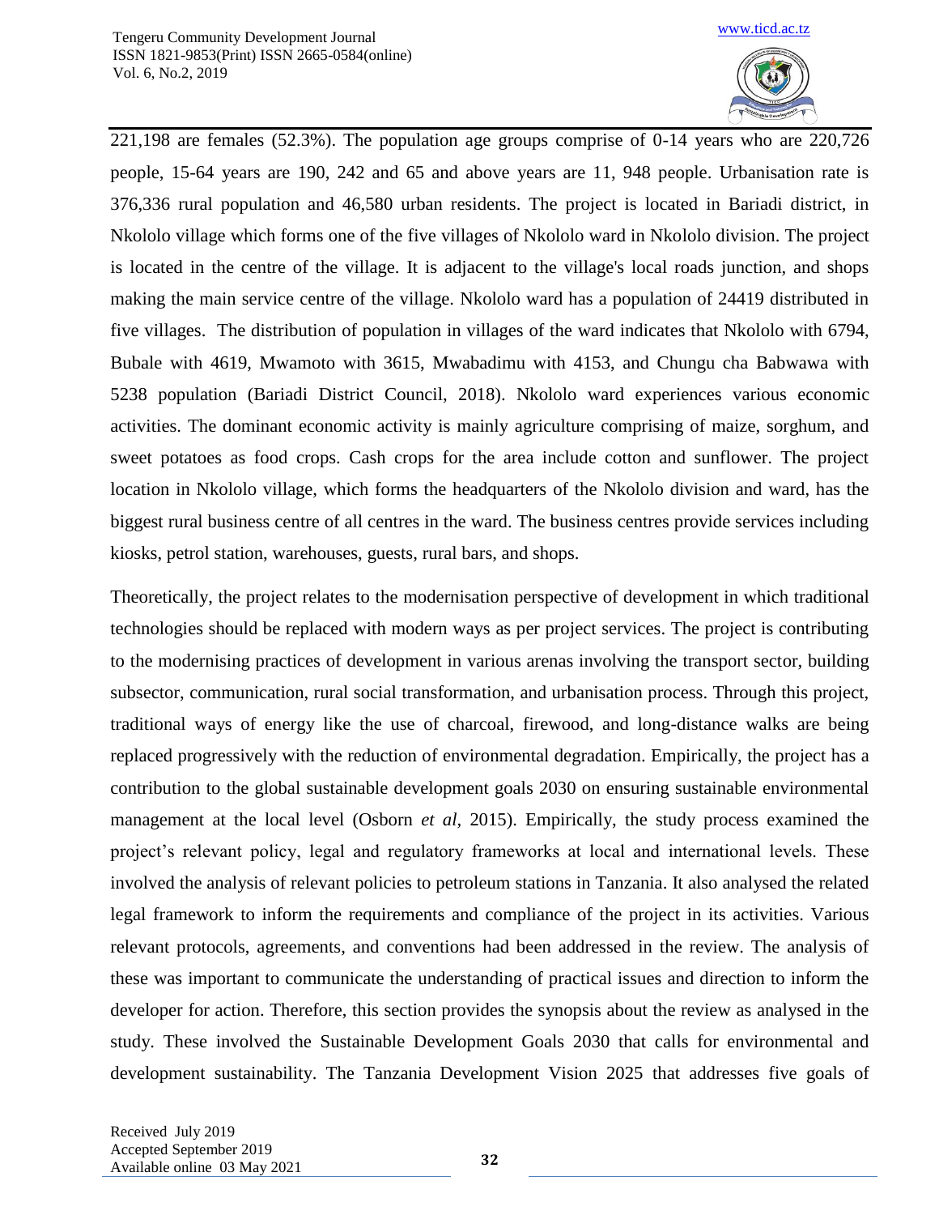221,198 are females (52.3%). The population age groups comprise of 0-14 years who are 220,726 people, 15-64 years are 190, 242 and 65 and above years are 11, 948 people. Urbanisation rate is 376,336 rural population and 46,580 urban residents. The project is located in Bariadi district, in Nkololo village which forms one of the five villages of Nkololo ward in Nkololo division. The project is located in the centre of the village. It is adjacent to the village's local roads junction, and shops making the main service centre of the village. Nkololo ward has a population of 24419 distributed in five villages. The distribution of population in villages of the ward indicates that Nkololo with 6794, Bubale with 4619, Mwamoto with 3615, Mwabadimu with 4153, and Chungu cha Babwawa with 5238 population (Bariadi District Council, 2018). Nkololo ward experiences various economic activities. The dominant economic activity is mainly agriculture comprising of maize, sorghum, and sweet potatoes as food crops. Cash crops for the area include cotton and sunflower. The project location in Nkololo village, which forms the headquarters of the Nkololo division and ward, has the biggest rural business centre of all centres in the ward. The business centres provide services including kiosks, petrol station, warehouses, guests, rural bars, and shops.

Theoretically, the project relates to the modernisation perspective of development in which traditional technologies should be replaced with modern ways as per project services. The project is contributing to the modernising practices of development in various arenas involving the transport sector, building subsector, communication, rural social transformation, and urbanisation process. Through this project, traditional ways of energy like the use of charcoal, firewood, and long-distance walks are being replaced progressively with the reduction of environmental degradation. Empirically, the project has a contribution to the global sustainable development goals 2030 on ensuring sustainable environmental management at the local level (Osborn *et al,* 2015). Empirically, the study process examined the project's relevant policy, legal and regulatory frameworks at local and international levels. These involved the analysis of relevant policies to petroleum stations in Tanzania. It also analysed the related legal framework to inform the requirements and compliance of the project in its activities. Various relevant protocols, agreements, and conventions had been addressed in the review. The analysis of these was important to communicate the understanding of practical issues and direction to inform the developer for action. Therefore, this section provides the synopsis about the review as analysed in the study. These involved the Sustainable Development Goals 2030 that calls for environmental and development sustainability. The Tanzania Development Vision 2025 that addresses five goals of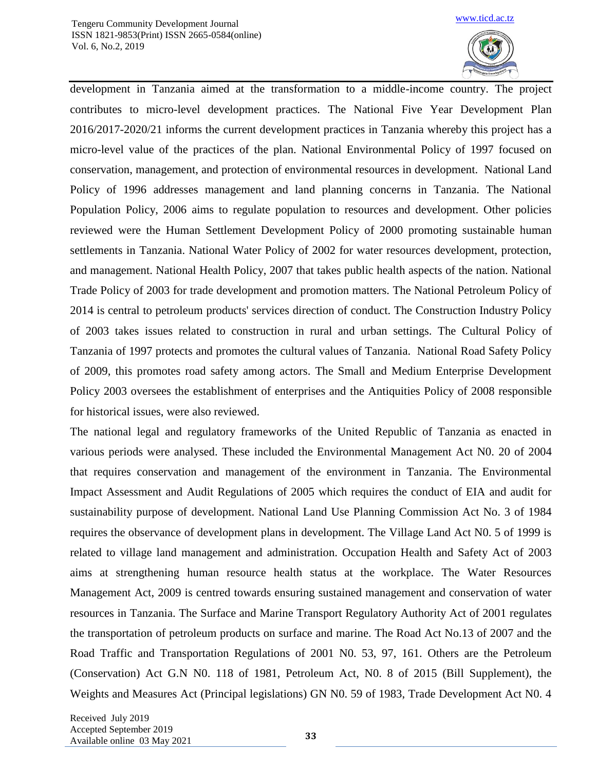development in Tanzania aimed at the transformation to a middle-income country. The project contributes to micro-level development practices. The National Five Year Development Plan 2016/2017-2020/21 informs the current development practices in Tanzania whereby this project has a micro-level value of the practices of the plan. National Environmental Policy of 1997 focused on conservation, management, and protection of environmental resources in development. National Land Policy of 1996 addresses management and land planning concerns in Tanzania. The National Population Policy, 2006 aims to regulate population to resources and development. Other policies reviewed were the Human Settlement Development Policy of 2000 promoting sustainable human settlements in Tanzania. National Water Policy of 2002 for water resources development, protection, and management. National Health Policy, 2007 that takes public health aspects of the nation. National Trade Policy of 2003 for trade development and promotion matters. The National Petroleum Policy of 2014 is central to petroleum products' services direction of conduct. The Construction Industry Policy of 2003 takes issues related to construction in rural and urban settings. The Cultural Policy of Tanzania of 1997 protects and promotes the cultural values of Tanzania. National Road Safety Policy of 2009, this promotes road safety among actors. The Small and Medium Enterprise Development Policy 2003 oversees the establishment of enterprises and the Antiquities Policy of 2008 responsible for historical issues, were also reviewed.

The national legal and regulatory frameworks of the United Republic of Tanzania as enacted in various periods were analysed. These included the Environmental Management Act N0. 20 of 2004 that requires conservation and management of the environment in Tanzania. The Environmental Impact Assessment and Audit Regulations of 2005 which requires the conduct of EIA and audit for sustainability purpose of development. National Land Use Planning Commission Act No. 3 of 1984 requires the observance of development plans in development. The Village Land Act N0. 5 of 1999 is related to village land management and administration. Occupation Health and Safety Act of 2003 aims at strengthening human resource health status at the workplace. The Water Resources Management Act, 2009 is centred towards ensuring sustained management and conservation of water resources in Tanzania. The Surface and Marine Transport Regulatory Authority Act of 2001 regulates the transportation of petroleum products on surface and marine. The Road Act No.13 of 2007 and the Road Traffic and Transportation Regulations of 2001 N0. 53, 97, 161. Others are the Petroleum (Conservation) Act G.N N0. 118 of 1981, Petroleum Act, N0. 8 of 2015 (Bill Supplement), the Weights and Measures Act (Principal legislations) GN N0. 59 of 1983, Trade Development Act N0. 4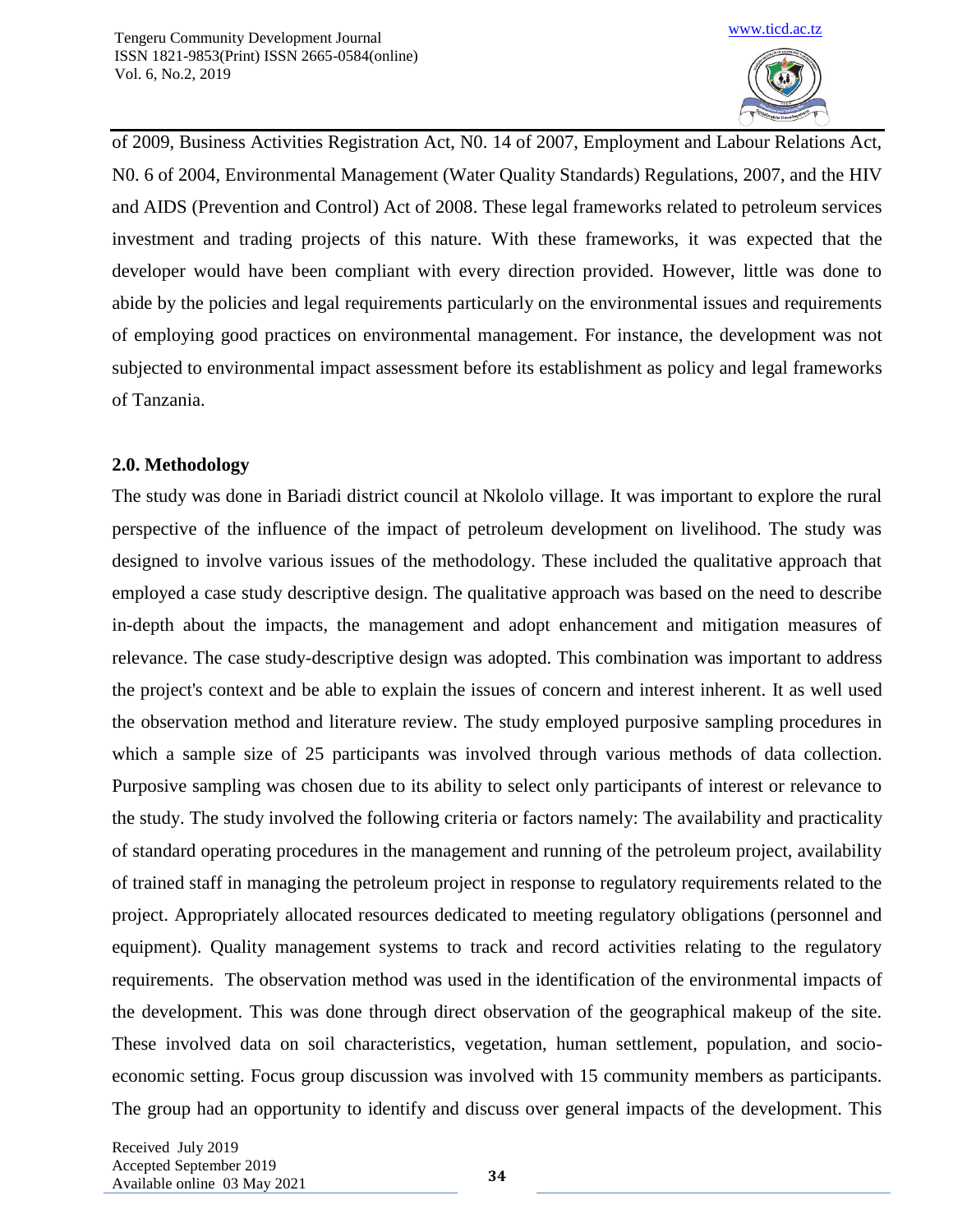of 2009, Business Activities Registration Act, N0. 14 of 2007, Employment and Labour Relations Act, N0. 6 of 2004, Environmental Management (Water Quality Standards) Regulations, 2007, and the HIV and AIDS (Prevention and Control) Act of 2008. These legal frameworks related to petroleum services investment and trading projects of this nature. With these frameworks, it was expected that the developer would have been compliant with every direction provided. However, little was done to abide by the policies and legal requirements particularly on the environmental issues and requirements of employing good practices on environmental management. For instance, the development was not subjected to environmental impact assessment before its establishment as policy and legal frameworks of Tanzania.

## 2.0. Methodology

The study was done in Bariadi district council at Nkololo village. It was important to explore the rural perspective of the influence of the impact of petroleum development on livelihood. The study was designed to involve various issues of the methodology. These included the qualitative approach that employed a case study descriptive design. The qualitative approach was based on the need to describe in-depth about the impacts, the management and adopt enhancement and mitigation measures of relevance. The case study-descriptive design was adopted. This combination was important to address the project's context and be able to explain the issues of concern and interest inherent. It as well used the observation method and literature review. The study employed purposive sampling procedures in which a sample size of 25 participants was involved through various methods of data collection. Purposive sampling was chosen due to its ability to select only participants of interest or relevance to the study. The study involved the following criteria or factors namely: The availability and practicality of standard operating procedures in the management and running of the petroleum project, availability of trained staff in managing the petroleum project in response to regulatory requirements related to the project. Appropriately allocated resources dedicated to meeting regulatory obligations (personnel and equipment). Quality management systems to track and record activities relating to the regulatory requirements. The observation method was used in the identification of the environmental impacts of the development. This was done through direct observation of the geographical makeup of the site. These involved data on soil characteristics, vegetation, human settlement, population, and socio-economic setting. Focus group discussion was involved with 15 community members as participants. The group had an opportunity to identify and discuss over general impacts of the development. This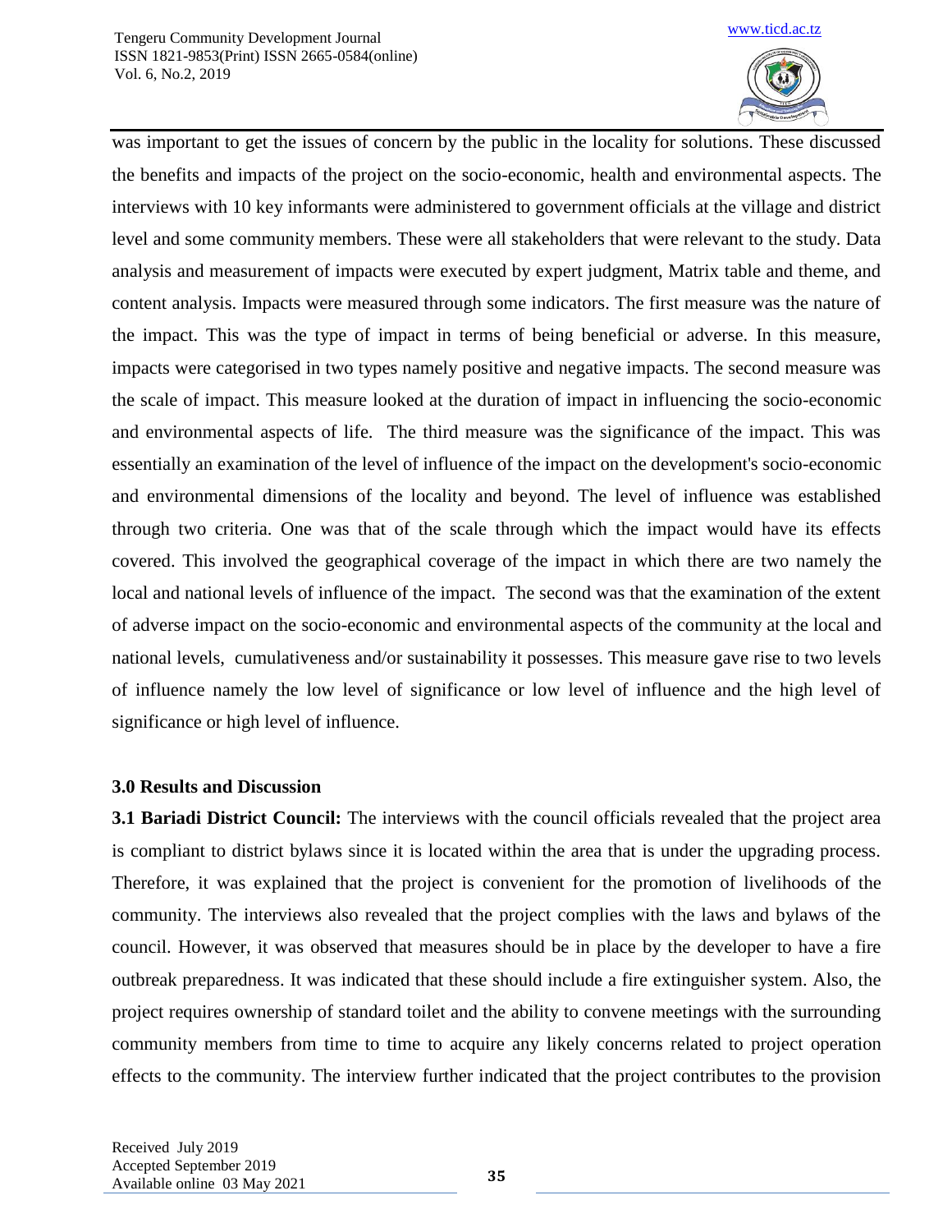was important to get the issues of concern by the public in the locality for solutions. These discussed the benefits and impacts of the project on the socio-economic, health and environmental aspects. The interviews with 10 key informants were administered to government officials at the village and district level and some community members. These were all stakeholders that were relevant to the study. Data analysis and measurement of impacts were executed by expert judgment, Matrix table and theme, and content analysis. Impacts were measured through some indicators. The first measure was the nature of the impact. This was the type of impact in terms of being beneficial or adverse. In this measure, impacts were categorised in two types namely positive and negative impacts. The second measure was the scale of impact. This measure looked at the duration of impact in influencing the socio-economic and environmental aspects of life. The third measure was the significance of the impact. This was essentially an examination of the level of influence of the impact on the development's socio-economic and environmental dimensions of the locality and beyond. The level of influence was established through two criteria. One was that of the scale through which the impact would have its effects covered. This involved the geographical coverage of the impact in which there are two namely the local and national levels of influence of the impact. The second was that the examination of the extent of adverse impact on the socio-economic and environmental aspects of the community at the local and national levels, cumulativeness and/or sustainability it possesses. This measure gave rise to two levels of influence namely the low level of significance or low level of influence and the high level of significance or high level of influence.

## 3.0 Results and Discussion

**3.1 Bariadi District Council:** The interviews with the council officials revealed that the project area is compliant to district bylaws since it is located within the area that is under the upgrading process. Therefore, it was explained that the project is convenient for the promotion of livelihoods of the community. The interviews also revealed that the project complies with the laws and bylaws of the council. However, it was observed that measures should be in place by the developer to have a fire outbreak preparedness. It was indicated that these should include a fire extinguisher system. Also, the project requires ownership of standard toilet and the ability to convene meetings with the surrounding community members from time to time to acquire any likely concerns related to project operation effects to the community. The interview further indicated that the project contributes to the provision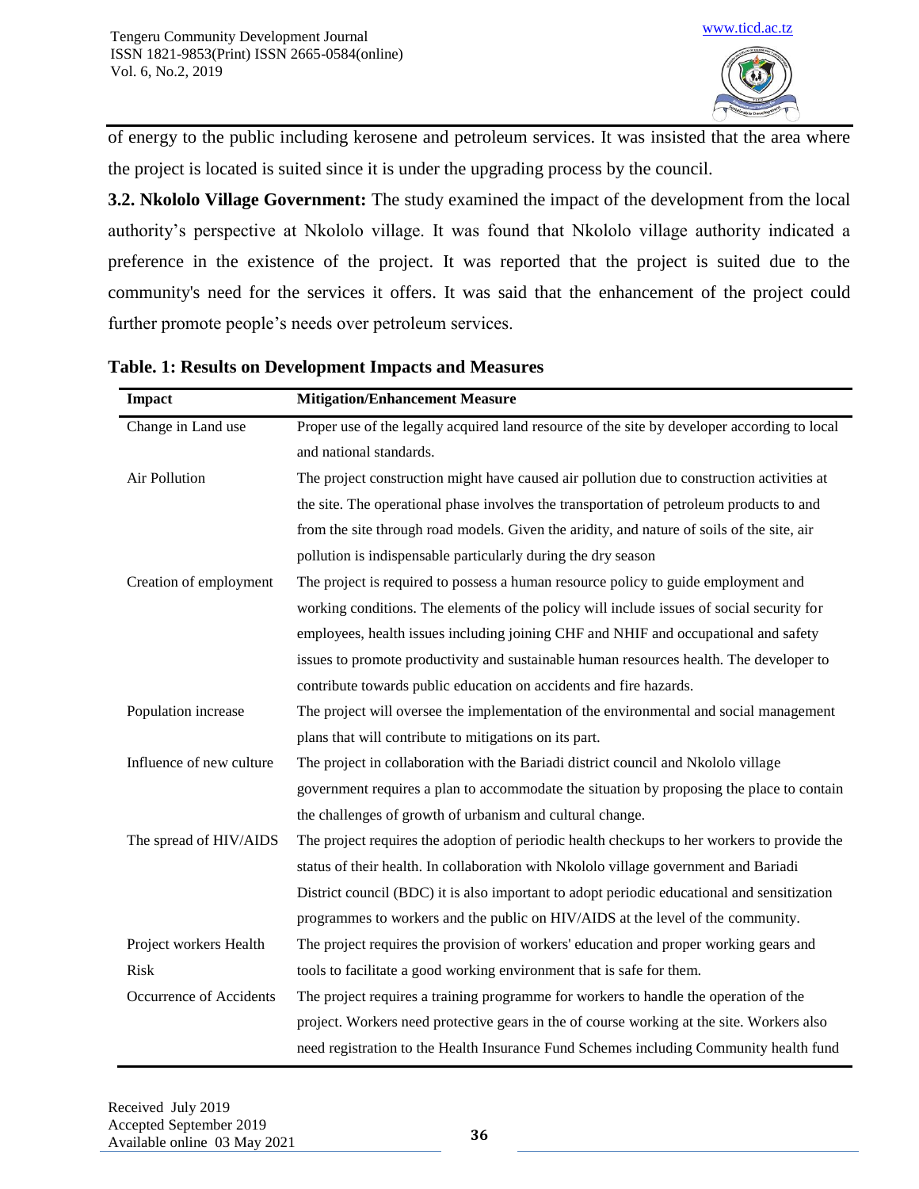of energy to the public including kerosene and petroleum services. It was insisted that the area where the project is located is suited since it is under the upgrading process by the council.

**3.2. Nkololo Village Government:** The study examined the impact of the development from the local authority's perspective at Nkololo village. It was found that Nkololo village authority indicated a preference in the existence of the project. It was reported that the project is suited due to the community's need for the services it offers. It was said that the enhancement of the project could further promote people's needs over petroleum services.

**Table. 1: Results on Development Impacts and Measures**

| Impact | Mitigation/Enhancement Measure |
|---|---|
| Change in Land use | Proper use of the legally acquired land resource of the site by developer according to local and national standards. |
| Air Pollution | The project construction might have caused air pollution due to construction activities at the site. The operational phase involves the transportation of petroleum products to and from the site through road models. Given the aridity, and nature of soils of the site, air pollution is indispensable particularly during the dry season |
| Creation of employment | The project is required to possess a human resource policy to guide employment and working conditions. The elements of the policy will include issues of social security for employees, health issues including joining CHF and NHIF and occupational and safety issues to promote productivity and sustainable human resources health. The developer to contribute towards public education on accidents and fire hazards. |
| Population increase | The project will oversee the implementation of the environmental and social management plans that will contribute to mitigations on its part. |
| Influence of new culture | The project in collaboration with the Bariadi district council and Nkololo village government requires a plan to accommodate the situation by proposing the place to contain the challenges of growth of urbanism and cultural change. |
| The spread of HIV/AIDS | The project requires the adoption of periodic health checkups to her workers to provide the status of their health. In collaboration with Nkololo village government and Bariadi District council (BDC) it is also important to adopt periodic educational and sensitization programmes to workers and the public on HIV/AIDS at the level of the community. |
| Project workers Health Risk | The project requires the provision of workers' education and proper working gears and tools to facilitate a good working environment that is safe for them. |
| Occurrence of Accidents | The project requires a training programme for workers to handle the operation of the project. Workers need protective gears in the of course working at the site. Workers also need registration to the Health Insurance Fund Schemes including Community health fund |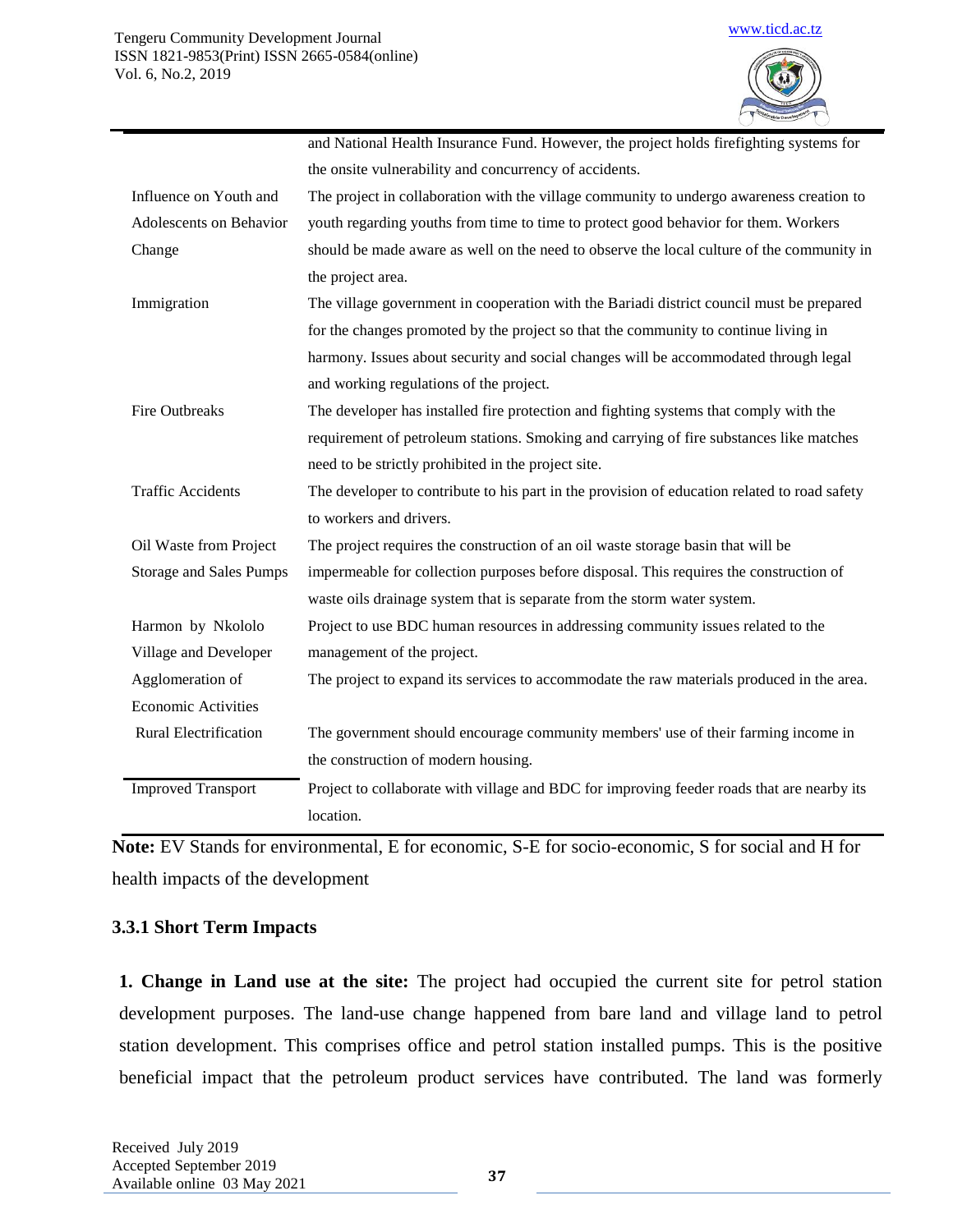| | |
|---|---|
| | and National Health Insurance Fund. However, the project holds firefighting systems for the onsite vulnerability and concurrency of accidents. |
| Influence on Youth and Adolescents on Behavior Change | The project in collaboration with the village community to undergo awareness creation to youth regarding youths from time to time to protect good behavior for them. Workers should be made aware as well on the need to observe the local culture of the community in the project area. |
| Immigration | The village government in cooperation with the Bariadi district council must be prepared for the changes promoted by the project so that the community to continue living in harmony. Issues about security and social changes will be accommodated through legal and working regulations of the project. |
| Fire Outbreaks | The developer has installed fire protection and fighting systems that comply with the requirement of petroleum stations. Smoking and carrying of fire substances like matches need to be strictly prohibited in the project site. |
| Traffic Accidents | The developer to contribute to his part in the provision of education related to road safety to workers and drivers. |
| Oil Waste from Project Storage and Sales Pumps | The project requires the construction of an oil waste storage basin that will be impermeable for collection purposes before disposal. This requires the construction of waste oils drainage system that is separate from the storm water system. |
| Harmon by Nkololo Village and Developer | Project to use BDC human resources in addressing community issues related to the management of the project. |
| Agglomeration of Economic Activities | The project to expand its services to accommodate the raw materials produced in the area. |
| Rural Electrification | The government should encourage community members' use of their farming income in the construction of modern housing. |
| Improved Transport | Project to collaborate with village and BDC for improving feeder roads that are nearby its location. |

**Note:** EV Stands for environmental, E for economic, S-E for socio-economic, S for social and H for health impacts of the development

### 3.3.1 Short Term Impacts

**1. Change in Land use at the site:** The project had occupied the current site for petrol station development purposes. The land-use change happened from bare land and village land to petrol station development. This comprises office and petrol station installed pumps. This is the positive beneficial impact that the petroleum product services have contributed. The land was formerly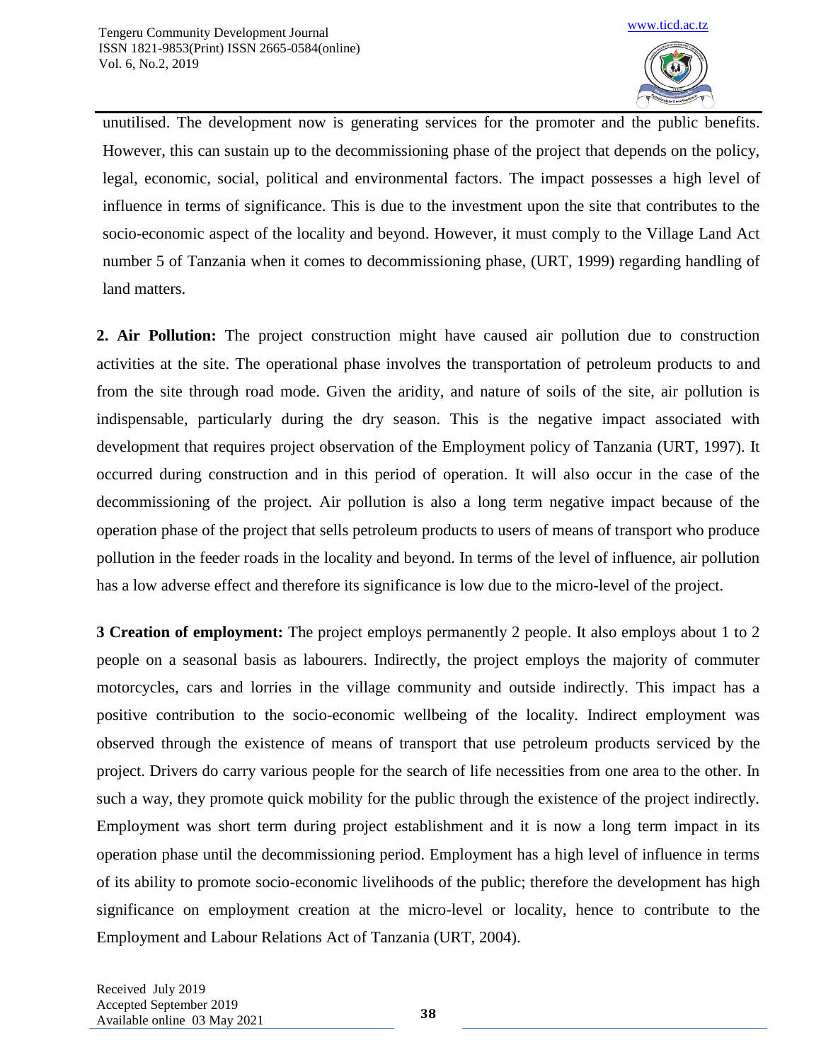unutilised. The development now is generating services for the promoter and the public benefits. However, this can sustain up to the decommissioning phase of the project that depends on the policy, legal, economic, social, political and environmental factors. The impact possesses a high level of influence in terms of significance. This is due to the investment upon the site that contributes to the socio-economic aspect of the locality and beyond. However, it must comply to the Village Land Act number 5 of Tanzania when it comes to decommissioning phase, (URT, 1999) regarding handling of land matters.

**2. Air Pollution:** The project construction might have caused air pollution due to construction activities at the site. The operational phase involves the transportation of petroleum products to and from the site through road mode. Given the aridity, and nature of soils of the site, air pollution is indispensable, particularly during the dry season. This is the negative impact associated with development that requires project observation of the Employment policy of Tanzania (URT, 1997). It occurred during construction and in this period of operation. It will also occur in the case of the decommissioning of the project. Air pollution is also a long term negative impact because of the operation phase of the project that sells petroleum products to users of means of transport who produce pollution in the feeder roads in the locality and beyond. In terms of the level of influence, air pollution has a low adverse effect and therefore its significance is low due to the micro-level of the project.

**3 Creation of employment:** The project employs permanently 2 people. It also employs about 1 to 2 people on a seasonal basis as labourers. Indirectly, the project employs the majority of commuter motorcycles, cars and lorries in the village community and outside indirectly. This impact has a positive contribution to the socio-economic wellbeing of the locality. Indirect employment was observed through the existence of means of transport that use petroleum products serviced by the project. Drivers do carry various people for the search of life necessities from one area to the other. In such a way, they promote quick mobility for the public through the existence of the project indirectly. Employment was short term during project establishment and it is now a long term impact in its operation phase until the decommissioning period. Employment has a high level of influence in terms of its ability to promote socio-economic livelihoods of the public; therefore the development has high significance on employment creation at the micro-level or locality, hence to contribute to the Employment and Labour Relations Act of Tanzania (URT, 2004).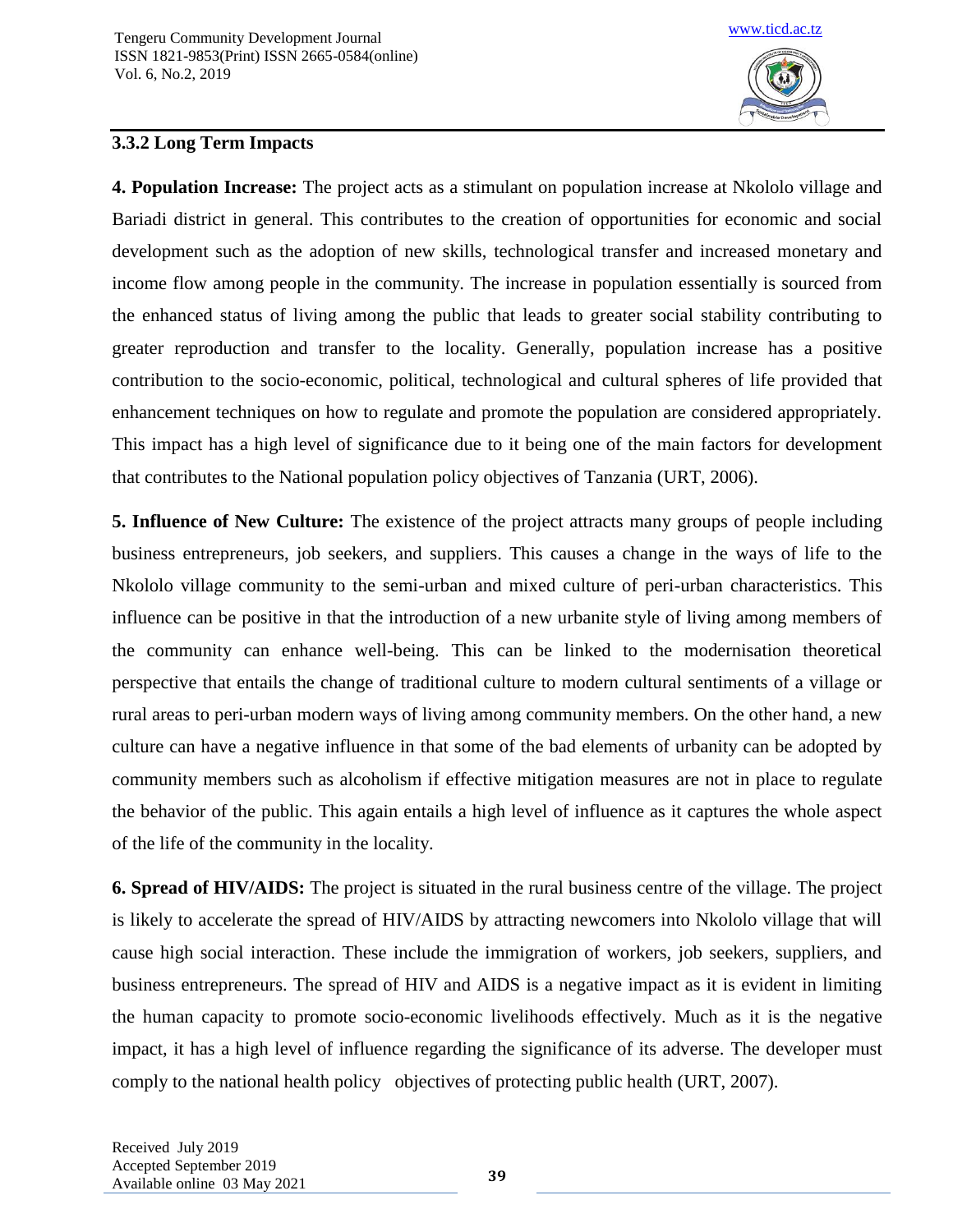### 3.3.2 Long Term Impacts

**4. Population Increase:** The project acts as a stimulant on population increase at Nkololo village and Bariadi district in general. This contributes to the creation of opportunities for economic and social development such as the adoption of new skills, technological transfer and increased monetary and income flow among people in the community. The increase in population essentially is sourced from the enhanced status of living among the public that leads to greater social stability contributing to greater reproduction and transfer to the locality. Generally, population increase has a positive contribution to the socio-economic, political, technological and cultural spheres of life provided that enhancement techniques on how to regulate and promote the population are considered appropriately. This impact has a high level of significance due to it being one of the main factors for development that contributes to the National population policy objectives of Tanzania (URT, 2006).

**5. Influence of New Culture:** The existence of the project attracts many groups of people including business entrepreneurs, job seekers, and suppliers. This causes a change in the ways of life to the Nkololo village community to the semi-urban and mixed culture of peri-urban characteristics. This influence can be positive in that the introduction of a new urbanite style of living among members of the community can enhance well-being. This can be linked to the modernisation theoretical perspective that entails the change of traditional culture to modern cultural sentiments of a village or rural areas to peri-urban modern ways of living among community members. On the other hand, a new culture can have a negative influence in that some of the bad elements of urbanity can be adopted by community members such as alcoholism if effective mitigation measures are not in place to regulate the behavior of the public. This again entails a high level of influence as it captures the whole aspect of the life of the community in the locality.

**6. Spread of HIV/AIDS:** The project is situated in the rural business centre of the village. The project is likely to accelerate the spread of HIV/AIDS by attracting newcomers into Nkololo village that will cause high social interaction. These include the immigration of workers, job seekers, suppliers, and business entrepreneurs. The spread of HIV and AIDS is a negative impact as it is evident in limiting the human capacity to promote socio-economic livelihoods effectively. Much as it is the negative impact, it has a high level of influence regarding the significance of its adverse. The developer must comply to the national health policy objectives of protecting public health (URT, 2007).

Received July 2019
Accepted September 2019
Available online 03 May 2021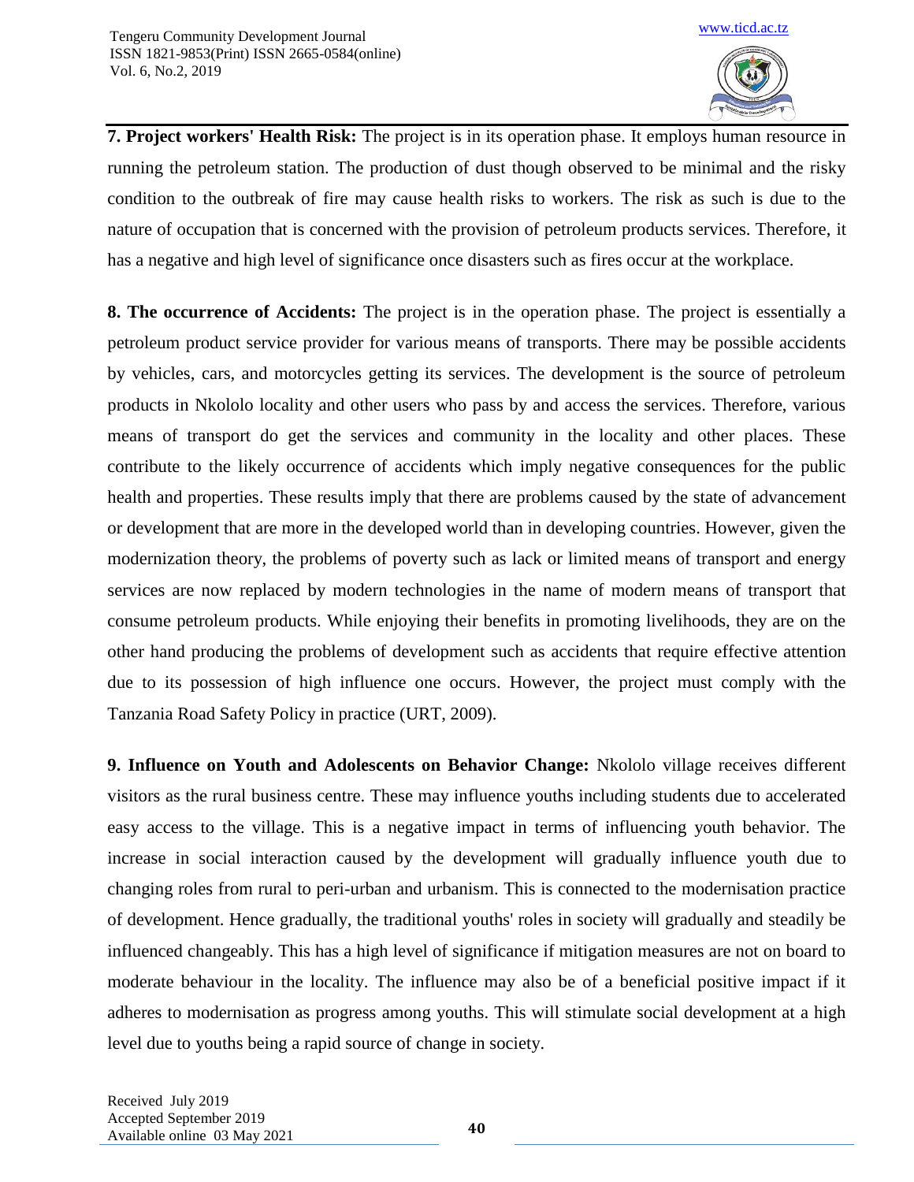**7. Project workers' Health Risk:** The project is in its operation phase. It employs human resource in running the petroleum station. The production of dust though observed to be minimal and the risky condition to the outbreak of fire may cause health risks to workers. The risk as such is due to the nature of occupation that is concerned with the provision of petroleum products services. Therefore, it has a negative and high level of significance once disasters such as fires occur at the workplace.

**8. The occurrence of Accidents:** The project is in the operation phase. The project is essentially a petroleum product service provider for various means of transports. There may be possible accidents by vehicles, cars, and motorcycles getting its services. The development is the source of petroleum products in Nkololo locality and other users who pass by and access the services. Therefore, various means of transport do get the services and community in the locality and other places. These contribute to the likely occurrence of accidents which imply negative consequences for the public health and properties. These results imply that there are problems caused by the state of advancement or development that are more in the developed world than in developing countries. However, given the modernization theory, the problems of poverty such as lack or limited means of transport and energy services are now replaced by modern technologies in the name of modern means of transport that consume petroleum products. While enjoying their benefits in promoting livelihoods, they are on the other hand producing the problems of development such as accidents that require effective attention due to its possession of high influence one occurs. However, the project must comply with the Tanzania Road Safety Policy in practice (URT, 2009).

**9. Influence on Youth and Adolescents on Behavior Change:** Nkololo village receives different visitors as the rural business centre. These may influence youths including students due to accelerated easy access to the village. This is a negative impact in terms of influencing youth behavior. The increase in social interaction caused by the development will gradually influence youth due to changing roles from rural to peri-urban and urbanism. This is connected to the modernisation practice of development. Hence gradually, the traditional youths' roles in society will gradually and steadily be influenced changeably. This has a high level of significance if mitigation measures are not on board to moderate behaviour in the locality. The influence may also be of a beneficial positive impact if it adheres to modernisation as progress among youths. This will stimulate social development at a high level due to youths being a rapid source of change in society.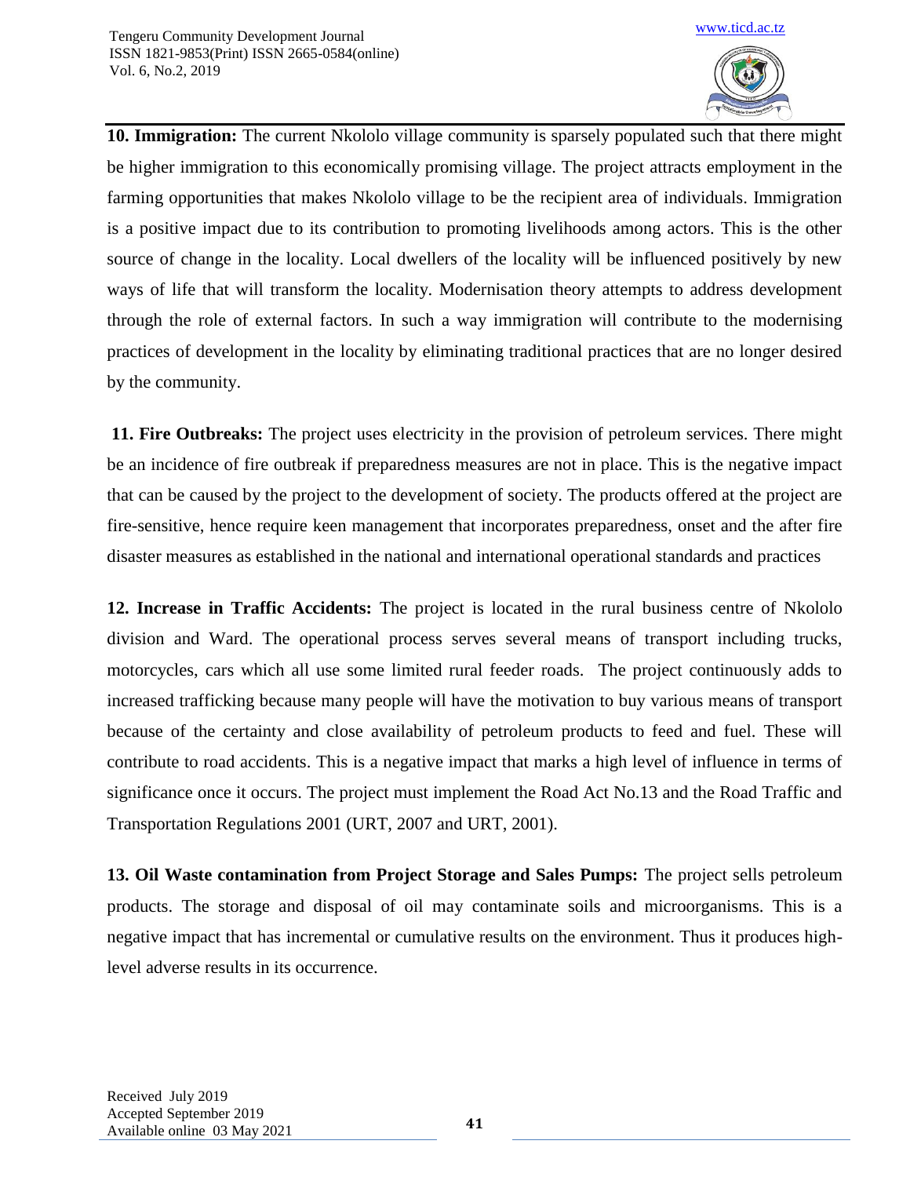**10. Immigration:** The current Nkololo village community is sparsely populated such that there might be higher immigration to this economically promising village. The project attracts employment in the farming opportunities that makes Nkololo village to be the recipient area of individuals. Immigration is a positive impact due to its contribution to promoting livelihoods among actors. This is the other source of change in the locality. Local dwellers of the locality will be influenced positively by new ways of life that will transform the locality. Modernisation theory attempts to address development through the role of external factors. In such a way immigration will contribute to the modernising practices of development in the locality by eliminating traditional practices that are no longer desired by the community.

**11. Fire Outbreaks:** The project uses electricity in the provision of petroleum services. There might be an incidence of fire outbreak if preparedness measures are not in place. This is the negative impact that can be caused by the project to the development of society. The products offered at the project are fire-sensitive, hence require keen management that incorporates preparedness, onset and the after fire disaster measures as established in the national and international operational standards and practices

**12. Increase in Traffic Accidents:** The project is located in the rural business centre of Nkololo division and Ward. The operational process serves several means of transport including trucks, motorcycles, cars which all use some limited rural feeder roads. The project continuously adds to increased trafficking because many people will have the motivation to buy various means of transport because of the certainty and close availability of petroleum products to feed and fuel. These will contribute to road accidents. This is a negative impact that marks a high level of influence in terms of significance once it occurs. The project must implement the Road Act No.13 and the Road Traffic and Transportation Regulations 2001 (URT, 2007 and URT, 2001).

**13. Oil Waste contamination from Project Storage and Sales Pumps:** The project sells petroleum products. The storage and disposal of oil may contaminate soils and microorganisms. This is a negative impact that has incremental or cumulative results on the environment. Thus it produces high-level adverse results in its occurrence.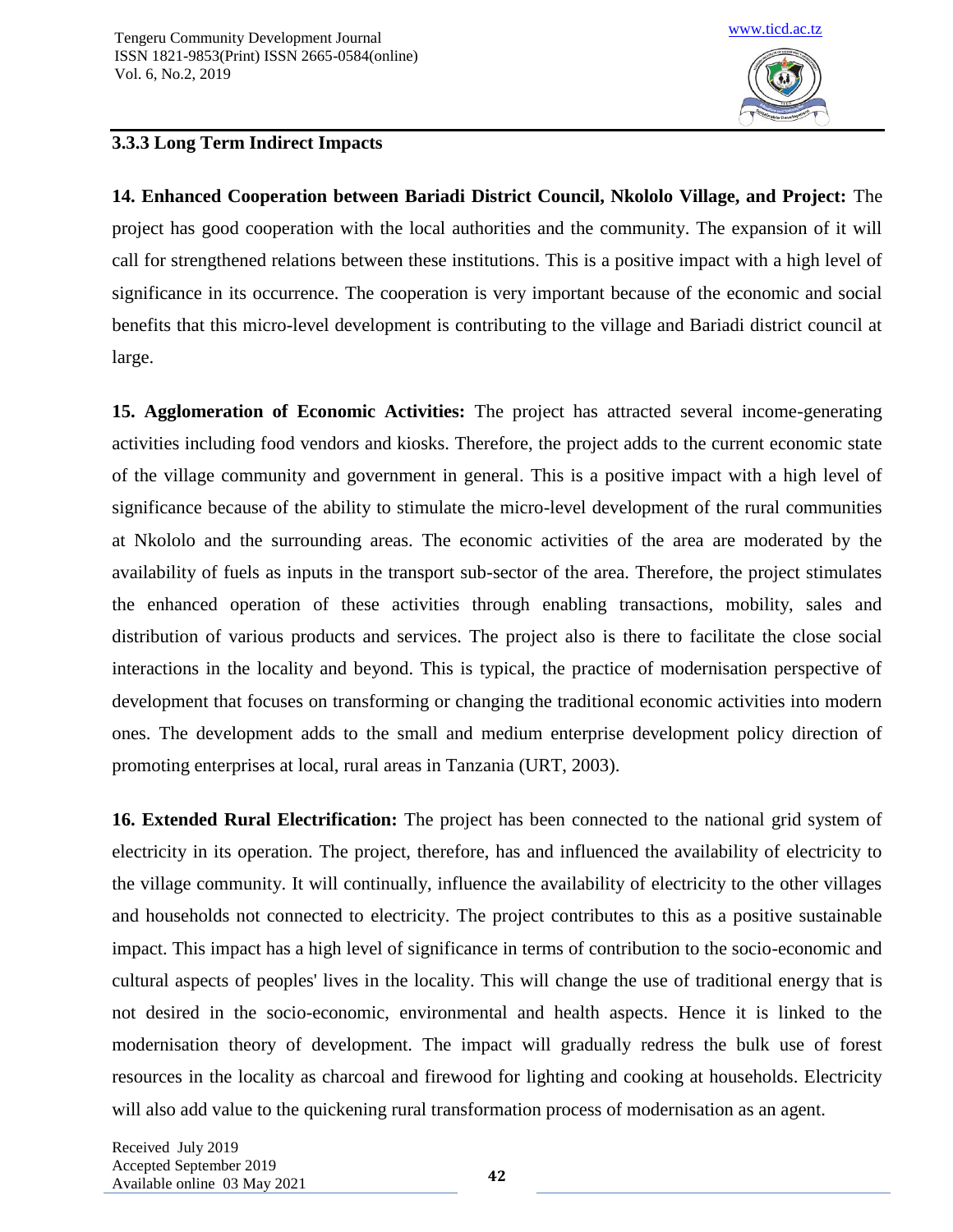### 3.3.3 Long Term Indirect Impacts

**14. Enhanced Cooperation between Bariadi District Council, Nkololo Village, and Project:** The project has good cooperation with the local authorities and the community. The expansion of it will call for strengthened relations between these institutions. This is a positive impact with a high level of significance in its occurrence. The cooperation is very important because of the economic and social benefits that this micro-level development is contributing to the village and Bariadi district council at large.

**15. Agglomeration of Economic Activities:** The project has attracted several income-generating activities including food vendors and kiosks. Therefore, the project adds to the current economic state of the village community and government in general. This is a positive impact with a high level of significance because of the ability to stimulate the micro-level development of the rural communities at Nkololo and the surrounding areas. The economic activities of the area are moderated by the availability of fuels as inputs in the transport sub-sector of the area. Therefore, the project stimulates the enhanced operation of these activities through enabling transactions, mobility, sales and distribution of various products and services. The project also is there to facilitate the close social interactions in the locality and beyond. This is typical, the practice of modernisation perspective of development that focuses on transforming or changing the traditional economic activities into modern ones. The development adds to the small and medium enterprise development policy direction of promoting enterprises at local, rural areas in Tanzania (URT, 2003).

**16. Extended Rural Electrification:** The project has been connected to the national grid system of electricity in its operation. The project, therefore, has and influenced the availability of electricity to the village community. It will continually, influence the availability of electricity to the other villages and households not connected to electricity. The project contributes to this as a positive sustainable impact. This impact has a high level of significance in terms of contribution to the socio-economic and cultural aspects of peoples' lives in the locality. This will change the use of traditional energy that is not desired in the socio-economic, environmental and health aspects. Hence it is linked to the modernisation theory of development. The impact will gradually redress the bulk use of forest resources in the locality as charcoal and firewood for lighting and cooking at households. Electricity will also add value to the quickening rural transformation process of modernisation as an agent.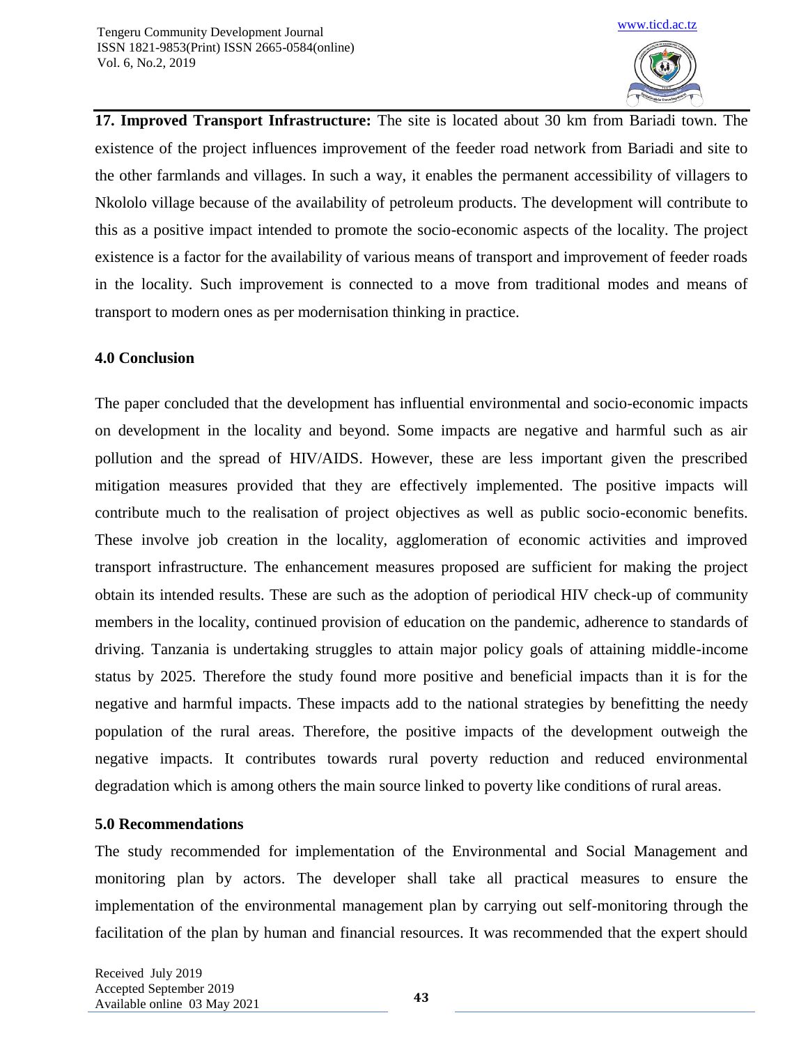**17. Improved Transport Infrastructure:** The site is located about 30 km from Bariadi town. The existence of the project influences improvement of the feeder road network from Bariadi and site to the other farmlands and villages. In such a way, it enables the permanent accessibility of villagers to Nkololo village because of the availability of petroleum products. The development will contribute to this as a positive impact intended to promote the socio-economic aspects of the locality. The project existence is a factor for the availability of various means of transport and improvement of feeder roads in the locality. Such improvement is connected to a move from traditional modes and means of transport to modern ones as per modernisation thinking in practice.

## 4.0 Conclusion

The paper concluded that the development has influential environmental and socio-economic impacts on development in the locality and beyond. Some impacts are negative and harmful such as air pollution and the spread of HIV/AIDS. However, these are less important given the prescribed mitigation measures provided that they are effectively implemented. The positive impacts will contribute much to the realisation of project objectives as well as public socio-economic benefits. These involve job creation in the locality, agglomeration of economic activities and improved transport infrastructure. The enhancement measures proposed are sufficient for making the project obtain its intended results. These are such as the adoption of periodical HIV check-up of community members in the locality, continued provision of education on the pandemic, adherence to standards of driving. Tanzania is undertaking struggles to attain major policy goals of attaining middle-income status by 2025. Therefore the study found more positive and beneficial impacts than it is for the negative and harmful impacts. These impacts add to the national strategies by benefitting the needy population of the rural areas. Therefore, the positive impacts of the development outweigh the negative impacts. It contributes towards rural poverty reduction and reduced environmental degradation which is among others the main source linked to poverty like conditions of rural areas.

## 5.0 Recommendations

The study recommended for implementation of the Environmental and Social Management and monitoring plan by actors. The developer shall take all practical measures to ensure the implementation of the environmental management plan by carrying out self-monitoring through the facilitation of the plan by human and financial resources. It was recommended that the expert should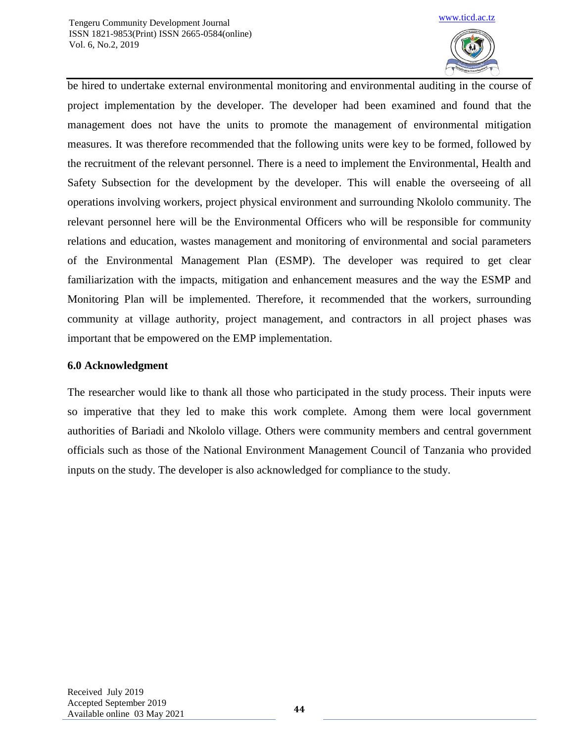be hired to undertake external environmental monitoring and environmental auditing in the course of project implementation by the developer. The developer had been examined and found that the management does not have the units to promote the management of environmental mitigation measures. It was therefore recommended that the following units were key to be formed, followed by the recruitment of the relevant personnel. There is a need to implement the Environmental, Health and Safety Subsection for the development by the developer. This will enable the overseeing of all operations involving workers, project physical environment and surrounding Nkololo community. The relevant personnel here will be the Environmental Officers who will be responsible for community relations and education, wastes management and monitoring of environmental and social parameters of the Environmental Management Plan (ESMP). The developer was required to get clear familiarization with the impacts, mitigation and enhancement measures and the way the ESMP and Monitoring Plan will be implemented. Therefore, it recommended that the workers, surrounding community at village authority, project management, and contractors in all project phases was important that be empowered on the EMP implementation.

## 6.0 Acknowledgment

The researcher would like to thank all those who participated in the study process. Their inputs were so imperative that they led to make this work complete. Among them were local government authorities of Bariadi and Nkololo village. Others were community members and central government officials such as those of the National Environment Management Council of Tanzania who provided inputs on the study. The developer is also acknowledged for compliance to the study.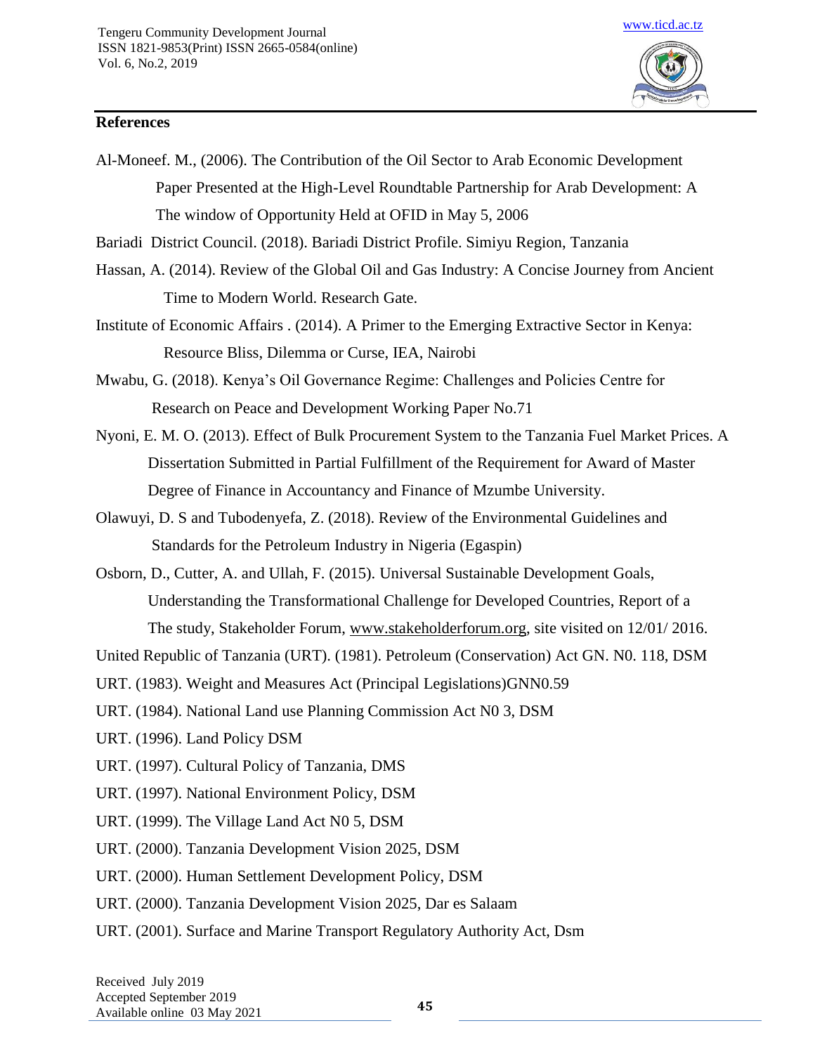## References

Al-Moneef. M., (2006). The Contribution of the Oil Sector to Arab Economic Development Paper Presented at the High-Level Roundtable Partnership for Arab Development: A The window of Opportunity Held at OFID in May 5, 2006

Bariadi District Council. (2018). Bariadi District Profile. Simiyu Region, Tanzania

Hassan, A. (2014). Review of the Global Oil and Gas Industry: A Concise Journey from Ancient Time to Modern World. Research Gate.

Institute of Economic Affairs . (2014). A Primer to the Emerging Extractive Sector in Kenya: Resource Bliss, Dilemma or Curse, IEA, Nairobi

Mwabu, G. (2018). Kenya's Oil Governance Regime: Challenges and Policies Centre for Research on Peace and Development Working Paper No.71

Nyoni, E. M. O. (2013). Effect of Bulk Procurement System to the Tanzania Fuel Market Prices. A Dissertation Submitted in Partial Fulfillment of the Requirement for Award of Master Degree of Finance in Accountancy and Finance of Mzumbe University.

Olawuyi, D. S and Tubodenyefa, Z. (2018). Review of the Environmental Guidelines and Standards for the Petroleum Industry in Nigeria (Egaspin)

Osborn, D., Cutter, A. and Ullah, F. (2015). Universal Sustainable Development Goals, Understanding the Transformational Challenge for Developed Countries, Report of a The study, Stakeholder Forum, www.stakeholderforum.org, site visited on 12/01/ 2016.

United Republic of Tanzania (URT). (1981). Petroleum (Conservation) Act GN. N0. 118, DSM

URT. (1983). Weight and Measures Act (Principal Legislations)GNN0.59

URT. (1984). National Land use Planning Commission Act N0 3, DSM

URT. (1996). Land Policy DSM

URT. (1997). Cultural Policy of Tanzania, DMS

URT. (1997). National Environment Policy, DSM

URT. (1999). The Village Land Act N0 5, DSM

URT. (2000). Tanzania Development Vision 2025, DSM

URT. (2000). Human Settlement Development Policy, DSM

URT. (2000). Tanzania Development Vision 2025, Dar es Salaam

URT. (2001). Surface and Marine Transport Regulatory Authority Act, Dsm

Received July 2019
Accepted September 2019
Available online 03 May 2021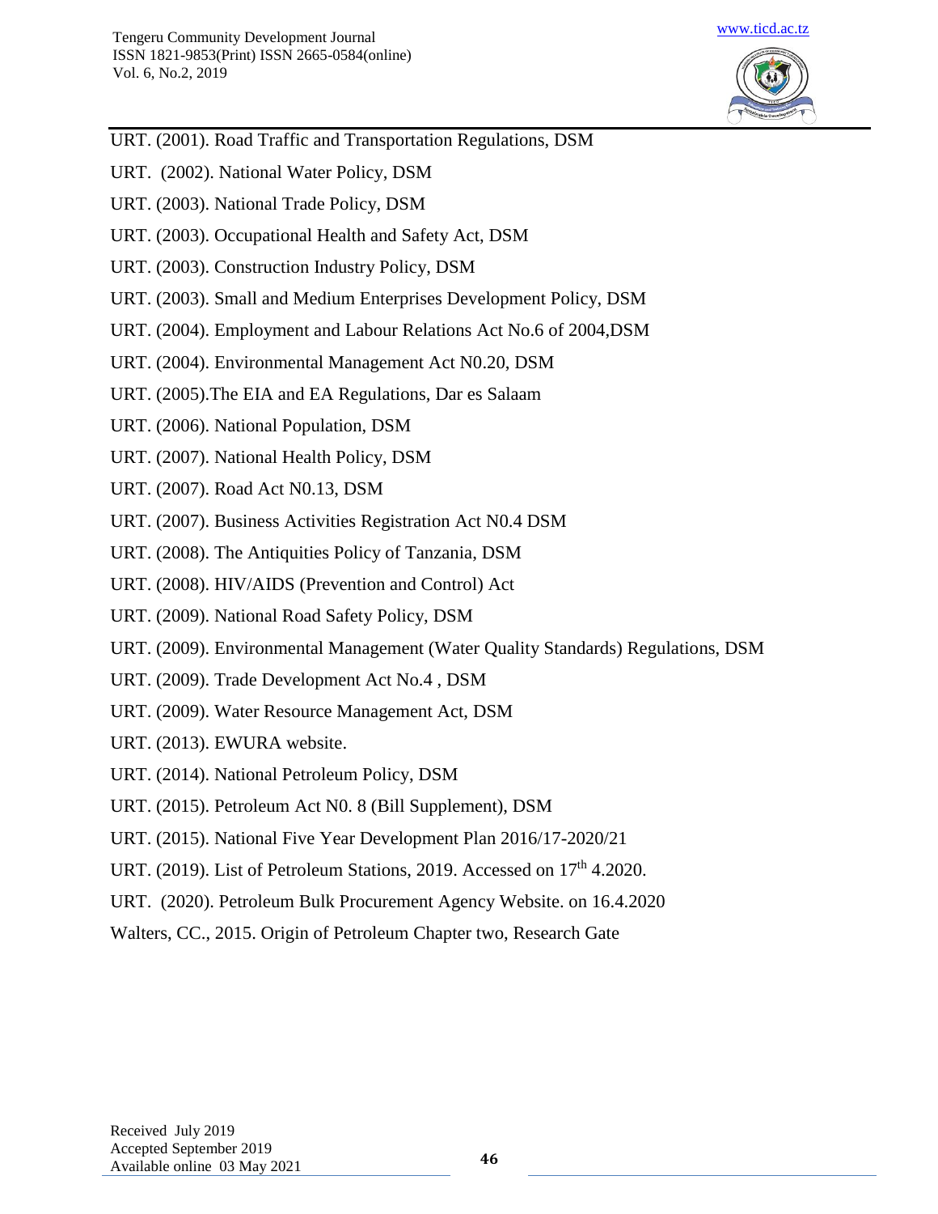URT. (2001). Road Traffic and Transportation Regulations, DSM

URT. (2002). National Water Policy, DSM

URT. (2003). National Trade Policy, DSM

URT. (2003). Occupational Health and Safety Act, DSM

URT. (2003). Construction Industry Policy, DSM

URT. (2003). Small and Medium Enterprises Development Policy, DSM

URT. (2004). Employment and Labour Relations Act No.6 of 2004,DSM

URT. (2004). Environmental Management Act N0.20, DSM

URT. (2005).The EIA and EA Regulations, Dar es Salaam

URT. (2006). National Population, DSM

URT. (2007). National Health Policy, DSM

URT. (2007). Road Act N0.13, DSM

URT. (2007). Business Activities Registration Act N0.4 DSM

URT. (2008). The Antiquities Policy of Tanzania, DSM

URT. (2008). HIV/AIDS (Prevention and Control) Act

URT. (2009). National Road Safety Policy, DSM

URT. (2009). Environmental Management (Water Quality Standards) Regulations, DSM

URT. (2009). Trade Development Act No.4 , DSM

URT. (2009). Water Resource Management Act, DSM

URT. (2013). EWURA website.

URT. (2014). National Petroleum Policy, DSM

URT. (2015). Petroleum Act N0. 8 (Bill Supplement), DSM

URT. (2015). National Five Year Development Plan 2016/17-2020/21

URT. (2019). List of Petroleum Stations, 2019. Accessed on 17th 4.2020.

URT. (2020). Petroleum Bulk Procurement Agency Website. on 16.4.2020

Walters, CC., 2015. Origin of Petroleum Chapter two, Research Gate

Received July 2019
Accepted September 2019
Available online 03 May 2021